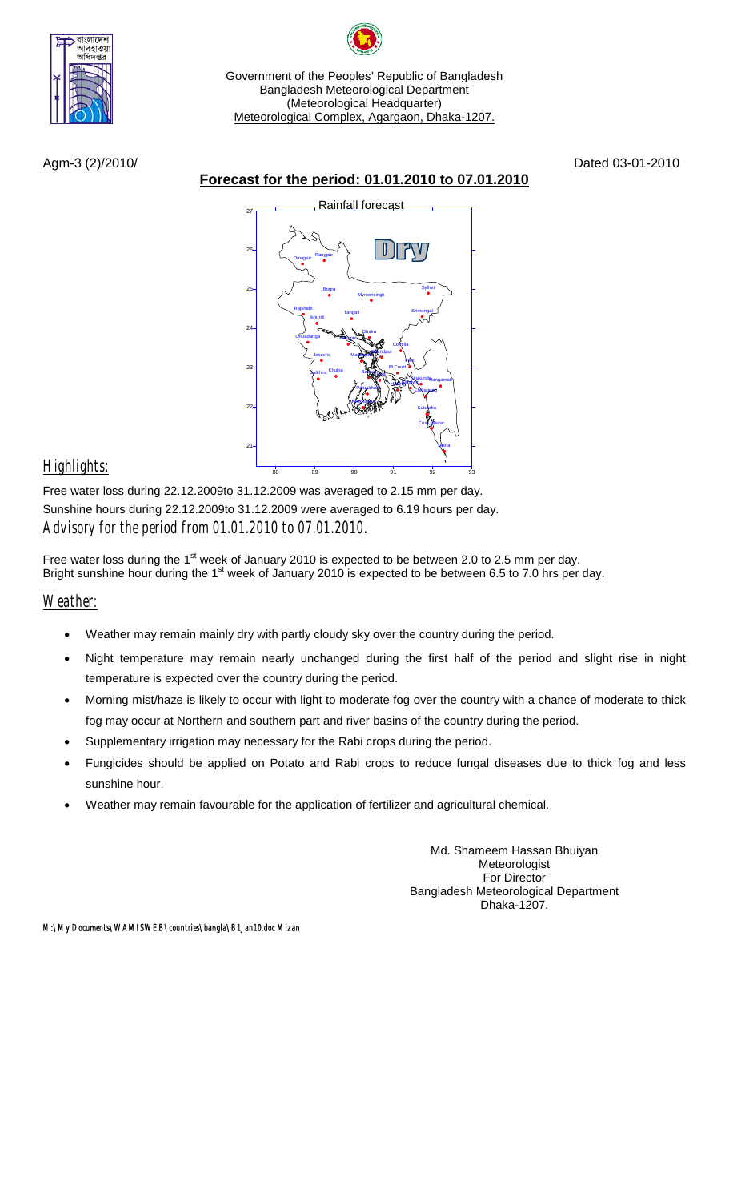Government of the Peoples' Republic of Bangladesh
Bangladesh Meteorological Department
(Meteorological Headquarter)
Meteorological Complex, Agargaon, Dhaka-1207.

Agm-3 (2)/2010/ Dated 03-01-2010

## Forecast for the period: 01.01.2010 to 07.01.2010

Rainfall forecast

Dry

## Highlights:

Free water loss during 22.12.2009to 31.12.2009 was averaged to 2.15 mm per day.
Sunshine hours during 22.12.2009to 31.12.2009 were averaged to 6.19 hours per day.

## Advisory for the period from 01.01.2010 to 07.01.2010.

Free water loss during the 1st week of January 2010 is expected to be between 2.0 to 2.5 mm per day.
Bright sunshine hour during the 1st week of January 2010 is expected to be between 6.5 to 7.0 hrs per day.

## Weather:

- Weather may remain mainly dry with partly cloudy sky over the country during the period.
- Night temperature may remain nearly unchanged during the first half of the period and slight rise in night temperature is expected over the country during the period.
- Morning mist/haze is likely to occur with light to moderate fog over the country with a chance of moderate to thick fog may occur at Northern and southern part and river basins of the country during the period.
- Supplementary irrigation may necessary for the Rabi crops during the period.
- Fungicides should be applied on Potato and Rabi crops to reduce fungal diseases due to thick fog and less sunshine hour.
- Weather may remain favourable for the application of fertilizer and agricultural chemical.

Md. Shameem Hassan Bhuiyan
Meteorologist
For Director
Bangladesh Meteorological Department
Dhaka-1207.

M:\My Documents\WAMISWEB\countries\bangla\B1Jan10.doc Mizan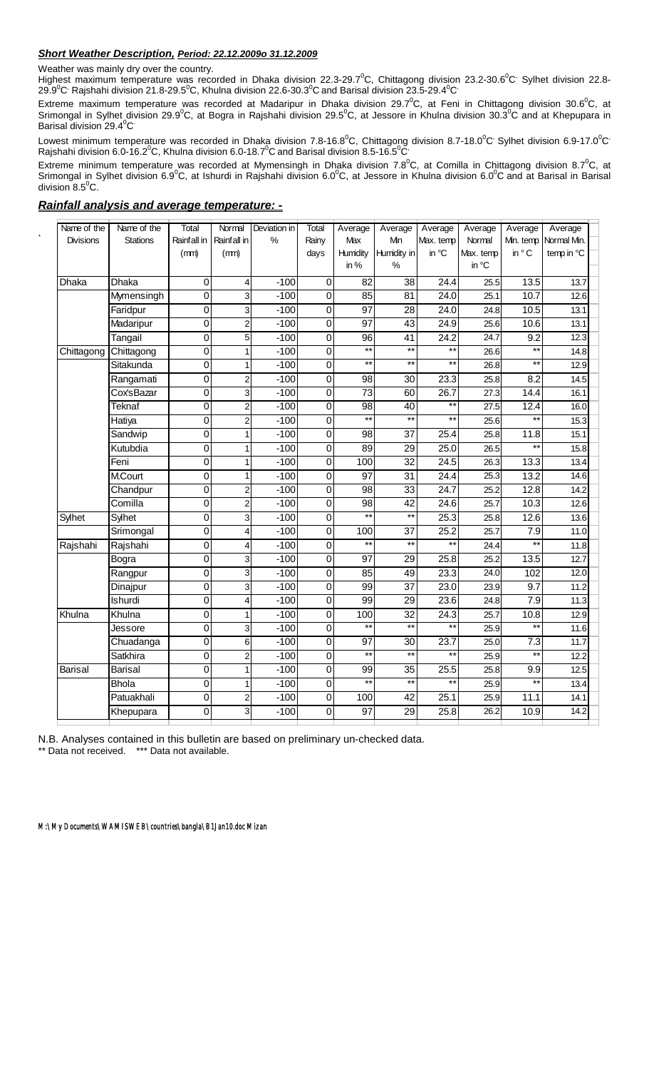***Short Weather Description, Period: 22.12.2009o 31.12.2009***

Weather was mainly dry over the country.

Highest maximum temperature was recorded in Dhaka division 22.3-29.7$^0$C, Chittagong division 23.2-30.6$^0$C Sylhet division 22.8-29.9$^0$C Rajshahi division 21.8-29.5$^0$C, Khulna division 22.6-30.3$^0$C and Barisal division 23.5-29.4$^0$C

Extreme maximum temperature was recorded at Madaripur in Dhaka division 29.7$^0$C, at Feni in Chittagong division 30.6$^0$C, at Srimongal in Sylhet division 29.9$^0$C, at Bogra in Rajshahi division 29.5$^0$C, at Jessore in Khulna division 30.3$^0$C and at Khepupara in Barisal division 29.4$^0$C

Lowest minimum temperature was recorded in Dhaka division 7.8-16.8$^0$C, Chittagong division 8.7-18.0$^0$C Sylhet division 6.9-17.0$^0$C Rajshahi division 6.0-16.2$^0$C, Khulna division 6.0-18.7$^0$C and Barisal division 8.5-16.5$^0$C

Extreme minimum temperature was recorded at Mymensingh in Dhaka division 7.8$^0$C, at Comilla in Chittagong division 8.7$^0$C, at Srimongal in Sylhet division 6.9$^0$C, at Ishurdi in Rajshahi division 6.0$^0$C, at Jessore in Khulna division 6.0$^0$C and at Barisal in Barisal division 8.5$^0$C.

***Rainfall analysis and average temperature: -***

| Name of the Divisions | Name of the Stations | Total Rainfall in (mm) | Normal Rainfall in (mm) | Deviation in % | Total Rainy days | Average Max Humidity in % | Average Min Humidity in % | Average Max. temp in °C | Average Normal Max. temp in °C | Average Min. temp in ° C | Average Normal Min. temp in °C |
|---|---|---|---|---|---|---|---|---|---|---|---|
| Dhaka | Dhaka | 0 | 4 | -100 | 0 | 82 | 38 | 24.4 | 25.5 | 13.5 | 13.7 |
| | Mymensingh | 0 | 3 | -100 | 0 | 85 | 81 | 24.0 | 25.1 | 10.7 | 12.6 |
| | Faridpur | 0 | 3 | -100 | 0 | 97 | 28 | 24.0 | 24.8 | 10.5 | 13.1 |
| | Madaripur | 0 | 2 | -100 | 0 | 97 | 43 | 24.9 | 25.6 | 10.6 | 13.1 |
| | Tangail | 0 | 5 | -100 | 0 | 96 | 41 | 24.2 | 24.7 | 9.2 | 12.3 |
| Chittagong | Chittagong | 0 | 1 | -100 | 0 | ** | ** | ** | 26.6 | ** | 14.8 |
| | Sitakunda | 0 | 1 | -100 | 0 | ** | ** | ** | 26.8 | ** | 12.9 |
| | Rangamati | 0 | 2 | -100 | 0 | 98 | 30 | 23.3 | 25.8 | 8.2 | 14.5 |
| | Cox'sBazar | 0 | 3 | -100 | 0 | 73 | 60 | 26.7 | 27.3 | 14.4 | 16.1 |
| | Teknaf | 0 | 2 | -100 | 0 | 98 | 40 | ** | 27.5 | 12.4 | 16.0 |
| | Hatiya | 0 | 2 | -100 | 0 | ** | ** | ** | 25.6 | ** | 15.3 |
| | Sandwip | 0 | 1 | -100 | 0 | 98 | 37 | 25.4 | 25.8 | 11.8 | 15.1 |
| | Kutubdia | 0 | 1 | -100 | 0 | 89 | 29 | 25.0 | 26.5 | ** | 15.8 |
| | Feni | 0 | 1 | -100 | 0 | 100 | 32 | 24.5 | 26.3 | 13.3 | 13.4 |
| | M.Court | 0 | 1 | -100 | 0 | 97 | 31 | 24.4 | 25.3 | 13.2 | 14.6 |
| | Chandpur | 0 | 2 | -100 | 0 | 98 | 33 | 24.7 | 25.2 | 12.8 | 14.2 |
| | Comilla | 0 | 2 | -100 | 0 | 98 | 42 | 24.6 | 25.7 | 10.3 | 12.6 |
| Sylhet | Sylhet | 0 | 3 | -100 | 0 | ** | ** | 25.3 | 25.8 | 12.6 | 13.6 |
| | Srimongal | 0 | 4 | -100 | 0 | 100 | 37 | 25.2 | 25.7 | 7.9 | 11.0 |
| Rajshahi | Rajshahi | 0 | 4 | -100 | 0 | ** | ** | ** | 24.4 | ** | 11.8 |
| | Bogra | 0 | 3 | -100 | 0 | 97 | 29 | 25.8 | 25.2 | 13.5 | 12.7 |
| | Rangpur | 0 | 3 | -100 | 0 | 85 | 49 | 23.3 | 24.0 | 102 | 12.0 |
| | Dinajpur | 0 | 3 | -100 | 0 | 99 | 37 | 23.0 | 23.9 | 9.7 | 11.2 |
| | Ishurdi | 0 | 4 | -100 | 0 | 99 | 29 | 23.6 | 24.8 | 7.9 | 11.3 |
| Khulna | Khulna | 0 | 1 | -100 | 0 | 100 | 32 | 24.3 | 25.7 | 10.8 | 12.9 |
| | Jessore | 0 | 3 | -100 | 0 | ** | ** | ** | 25.9 | ** | 11.6 |
| | Chuadanga | 0 | 6 | -100 | 0 | 97 | 30 | 23.7 | 25.0 | 7.3 | 11.7 |
| | Satkhira | 0 | 2 | -100 | 0 | ** | ** | ** | 25.9 | ** | 12.2 |
| Barisal | Barisal | 0 | 1 | -100 | 0 | 99 | 35 | 25.5 | 25.8 | 9.9 | 12.5 |
| | Bhola | 0 | 1 | -100 | 0 | ** | ** | ** | 25.9 | ** | 13.4 |
| | Patuakhali | 0 | 2 | -100 | 0 | 100 | 42 | 25.1 | 25.9 | 11.1 | 14.1 |
| | Khepupara | 0 | 3 | -100 | 0 | 97 | 29 | 25.8 | 26.2 | 10.9 | 14.2 |

N.B. Analyses contained in this bulletin are based on preliminary un-checked data.

** Data not received. *** Data not available.

M:\My Documents\WAMISWEB\countries\bangla\B1Jan10.doc Mizan